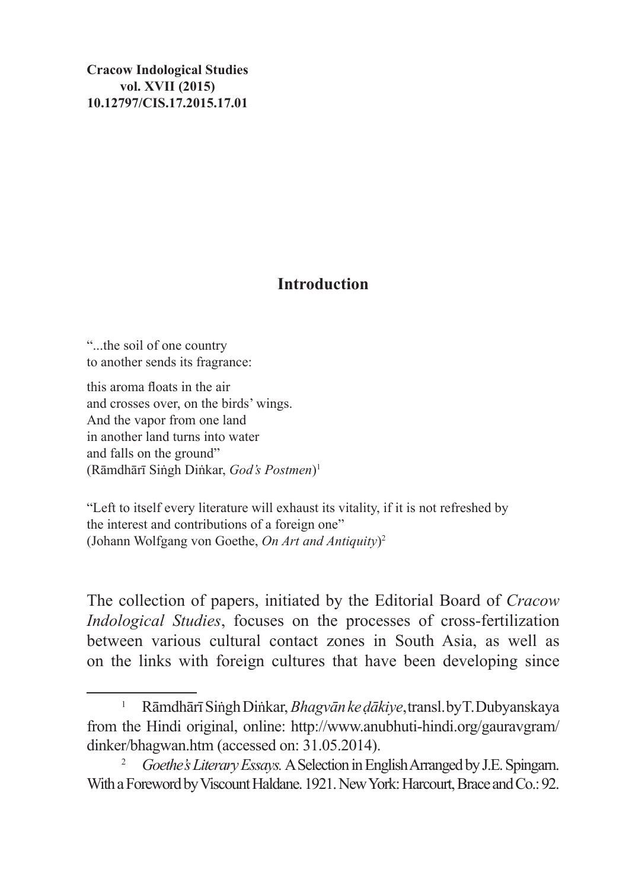**Cracow Indological Studies**
**vol. XVII (2015)**
**10.12797/CIS.17.2015.17.01**

# Introduction

"...the soil of one country
to another sends its fragrance:

this aroma floats in the air
and crosses over, on the birds' wings.
And the vapor from one land
in another land turns into water
and falls on the ground"
(Rāmdhārī Siṅgh Diṅkar, *God's Postmen*)[1]

"Left to itself every literature will exhaust its vitality, if it is not refreshed by the interest and contributions of a foreign one"
(Johann Wolfgang von Goethe, *On Art and Antiquity*)[2]

The collection of papers, initiated by the Editorial Board of *Cracow Indological Studies*, focuses on the processes of cross-fertilization between various cultural contact zones in South Asia, as well as on the links with foreign cultures that have been developing since

---

[1] Rāmdhārī Siṅgh Diṅkar, *Bhagvān ke ḍākiye*, transl. by T. Dubyanskaya from the Hindi original, online: http://www.anubhuti-hindi.org/gauravgram/dinker/bhagwan.htm (accessed on: 31.05.2014).

[2] *Goethe's Literary Essays.* A Selection in English Arranged by J.E. Spingarn. With a Foreword by Viscount Haldane. 1921. New York: Harcourt, Brace and Co.: 92.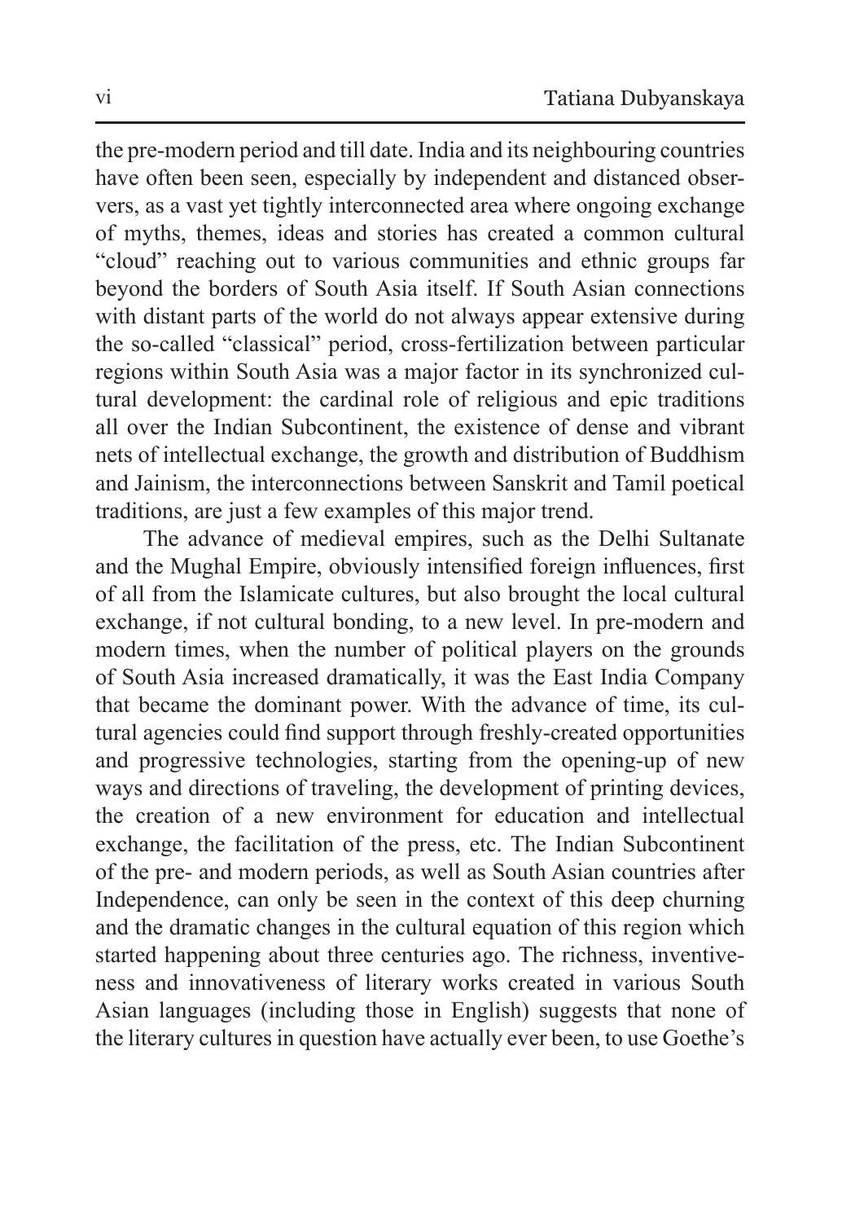the pre-modern period and till date. India and its neighbouring countries have often been seen, especially by independent and distanced observers, as a vast yet tightly interconnected area where ongoing exchange of myths, themes, ideas and stories has created a common cultural "cloud" reaching out to various communities and ethnic groups far beyond the borders of South Asia itself. If South Asian connections with distant parts of the world do not always appear extensive during the so-called "classical" period, cross-fertilization between particular regions within South Asia was a major factor in its synchronized cultural development: the cardinal role of religious and epic traditions all over the Indian Subcontinent, the existence of dense and vibrant nets of intellectual exchange, the growth and distribution of Buddhism and Jainism, the interconnections between Sanskrit and Tamil poetical traditions, are just a few examples of this major trend.

The advance of medieval empires, such as the Delhi Sultanate and the Mughal Empire, obviously intensified foreign influences, first of all from the Islamicate cultures, but also brought the local cultural exchange, if not cultural bonding, to a new level. In pre-modern and modern times, when the number of political players on the grounds of South Asia increased dramatically, it was the East India Company that became the dominant power. With the advance of time, its cultural agencies could find support through freshly-created opportunities and progressive technologies, starting from the opening-up of new ways and directions of traveling, the development of printing devices, the creation of a new environment for education and intellectual exchange, the facilitation of the press, etc. The Indian Subcontinent of the pre- and modern periods, as well as South Asian countries after Independence, can only be seen in the context of this deep churning and the dramatic changes in the cultural equation of this region which started happening about three centuries ago. The richness, inventiveness and innovativeness of literary works created in various South Asian languages (including those in English) suggests that none of the literary cultures in question have actually ever been, to use Goethe's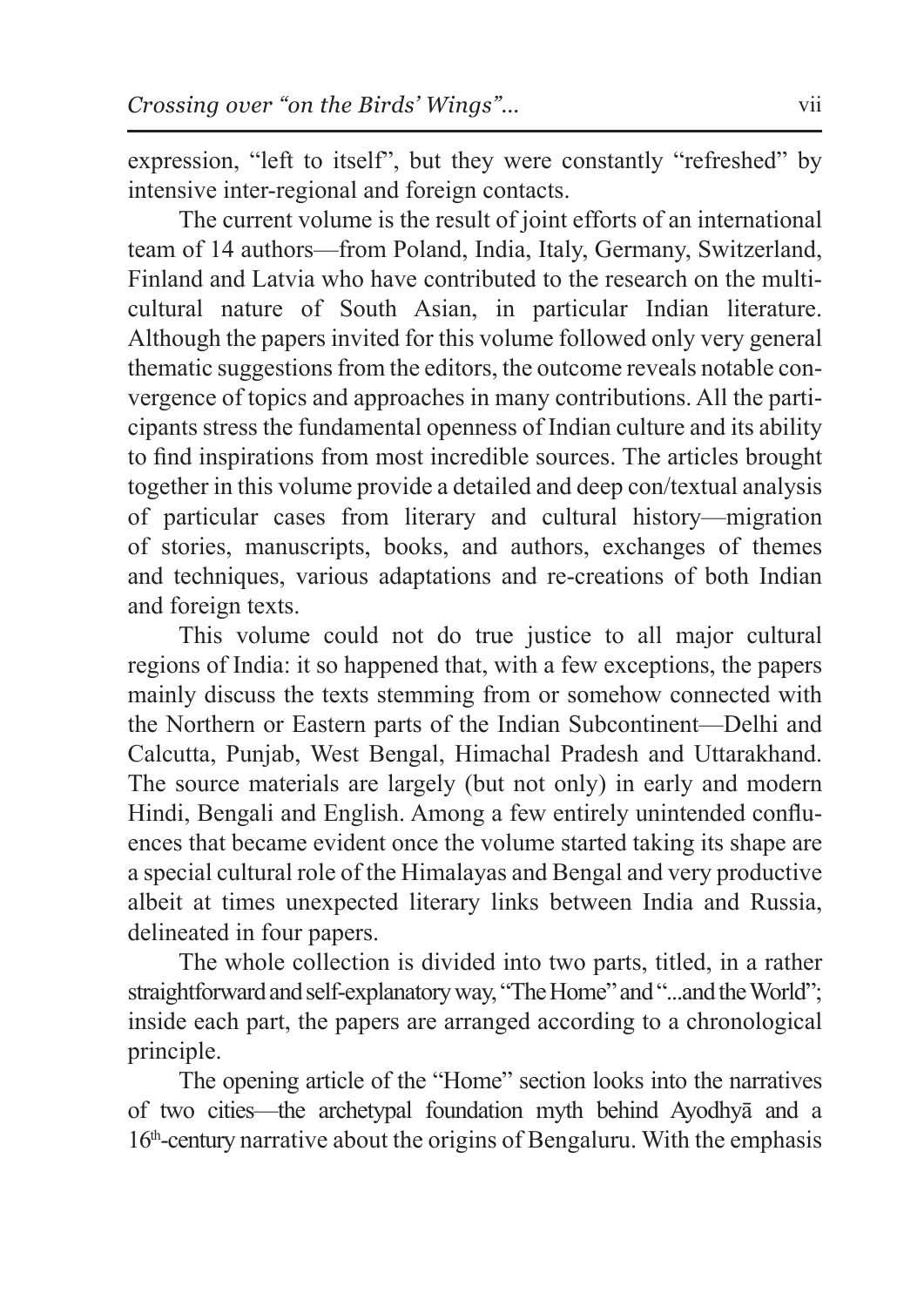expression, "left to itself", but they were constantly "refreshed" by intensive inter-regional and foreign contacts.

The current volume is the result of joint efforts of an international team of 14 authors—from Poland, India, Italy, Germany, Switzerland, Finland and Latvia who have contributed to the research on the multicultural nature of South Asian, in particular Indian literature. Although the papers invited for this volume followed only very general thematic suggestions from the editors, the outcome reveals notable convergence of topics and approaches in many contributions. All the participants stress the fundamental openness of Indian culture and its ability to find inspirations from most incredible sources. The articles brought together in this volume provide a detailed and deep con/textual analysis of particular cases from literary and cultural history—migration of stories, manuscripts, books, and authors, exchanges of themes and techniques, various adaptations and re-creations of both Indian and foreign texts.

This volume could not do true justice to all major cultural regions of India: it so happened that, with a few exceptions, the papers mainly discuss the texts stemming from or somehow connected with the Northern or Eastern parts of the Indian Subcontinent—Delhi and Calcutta, Punjab, West Bengal, Himachal Pradesh and Uttarakhand. The source materials are largely (but not only) in early and modern Hindi, Bengali and English. Among a few entirely unintended confluences that became evident once the volume started taking its shape are a special cultural role of the Himalayas and Bengal and very productive albeit at times unexpected literary links between India and Russia, delineated in four papers.

The whole collection is divided into two parts, titled, in a rather straightforward and self-explanatory way, "The Home" and "...and the World"; inside each part, the papers are arranged according to a chronological principle.

The opening article of the "Home" section looks into the narratives of two cities—the archetypal foundation myth behind Ayodhyā and a 16th-century narrative about the origins of Bengaluru. With the emphasis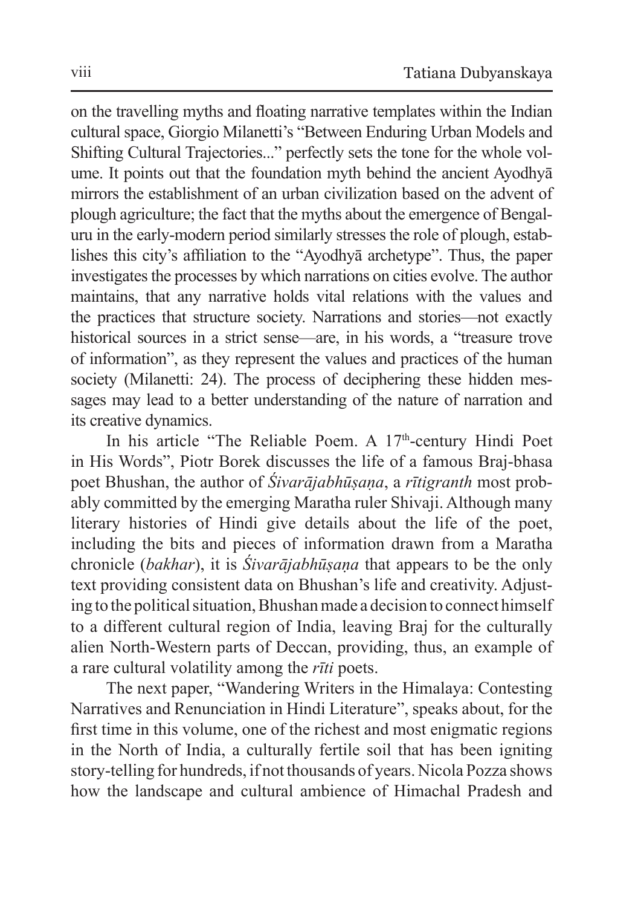on the travelling myths and floating narrative templates within the Indian cultural space, Giorgio Milanetti's "Between Enduring Urban Models and Shifting Cultural Trajectories..." perfectly sets the tone for the whole volume. It points out that the foundation myth behind the ancient Ayodhyā mirrors the establishment of an urban civilization based on the advent of plough agriculture; the fact that the myths about the emergence of Bengaluru in the early-modern period similarly stresses the role of plough, establishes this city's affiliation to the "Ayodhyā archetype". Thus, the paper investigates the processes by which narrations on cities evolve. The author maintains, that any narrative holds vital relations with the values and the practices that structure society. Narrations and stories—not exactly historical sources in a strict sense—are, in his words, a "treasure trove of information", as they represent the values and practices of the human society (Milanetti: 24). The process of deciphering these hidden messages may lead to a better understanding of the nature of narration and its creative dynamics.

In his article "The Reliable Poem. A 17th-century Hindi Poet in His Words", Piotr Borek discusses the life of a famous Braj-bhasa poet Bhushan, the author of *Śivarājabhūṣaṇa*, a *rītigranth* most probably committed by the emerging Maratha ruler Shivaji. Although many literary histories of Hindi give details about the life of the poet, including the bits and pieces of information drawn from a Maratha chronicle (*bakhar*), it is *Śivarājabhūṣaṇa* that appears to be the only text providing consistent data on Bhushan's life and creativity. Adjusting to the political situation, Bhushan made a decision to connect himself to a different cultural region of India, leaving Braj for the culturally alien North-Western parts of Deccan, providing, thus, an example of a rare cultural volatility among the *rīti* poets.

The next paper, "Wandering Writers in the Himalaya: Contesting Narratives and Renunciation in Hindi Literature", speaks about, for the first time in this volume, one of the richest and most enigmatic regions in the North of India, a culturally fertile soil that has been igniting story-telling for hundreds, if not thousands of years. Nicola Pozza shows how the landscape and cultural ambience of Himachal Pradesh and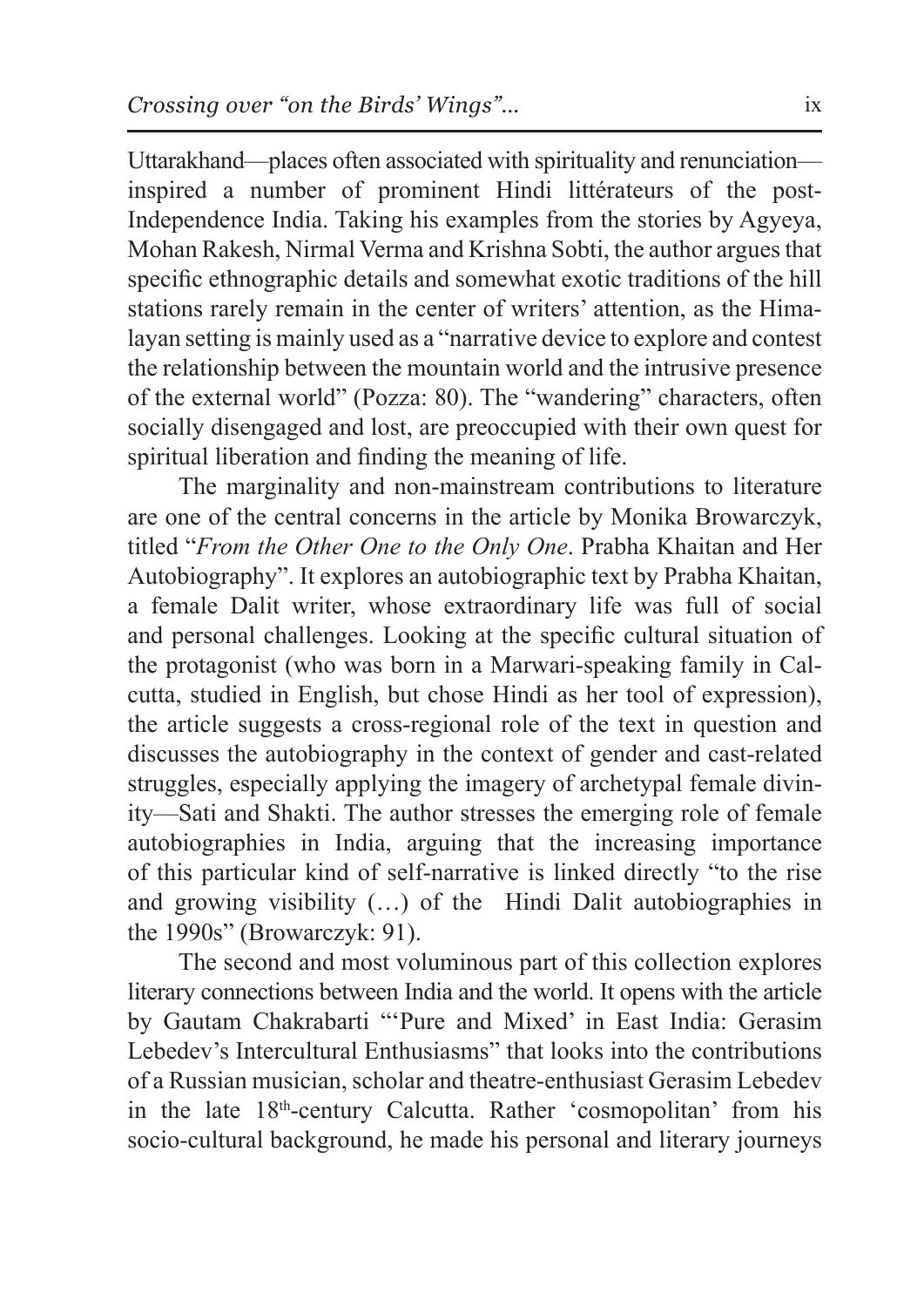Uttarakhand—places often associated with spirituality and renunciation—inspired a number of prominent Hindi littérateurs of the post-Independence India. Taking his examples from the stories by Agyeya, Mohan Rakesh, Nirmal Verma and Krishna Sobti, the author argues that specific ethnographic details and somewhat exotic traditions of the hill stations rarely remain in the center of writers' attention, as the Himalayan setting is mainly used as a "narrative device to explore and contest the relationship between the mountain world and the intrusive presence of the external world" (Pozza: 80). The "wandering" characters, often socially disengaged and lost, are preoccupied with their own quest for spiritual liberation and finding the meaning of life.

The marginality and non-mainstream contributions to literature are one of the central concerns in the article by Monika Browarczyk, titled "*From the Other One to the Only One*. Prabha Khaitan and Her Autobiography". It explores an autobiographic text by Prabha Khaitan, a female Dalit writer, whose extraordinary life was full of social and personal challenges. Looking at the specific cultural situation of the protagonist (who was born in a Marwari-speaking family in Calcutta, studied in English, but chose Hindi as her tool of expression), the article suggests a cross-regional role of the text in question and discusses the autobiography in the context of gender and cast-related struggles, especially applying the imagery of archetypal female divinity—Sati and Shakti. The author stresses the emerging role of female autobiographies in India, arguing that the increasing importance of this particular kind of self-narrative is linked directly "to the rise and growing visibility (…) of the Hindi Dalit autobiographies in the 1990s" (Browarczyk: 91).

The second and most voluminous part of this collection explores literary connections between India and the world. It opens with the article by Gautam Chakrabarti "'Pure and Mixed' in East India: Gerasim Lebedev's Intercultural Enthusiasms" that looks into the contributions of a Russian musician, scholar and theatre-enthusiast Gerasim Lebedev in the late 18th-century Calcutta. Rather 'cosmopolitan' from his socio-cultural background, he made his personal and literary journeys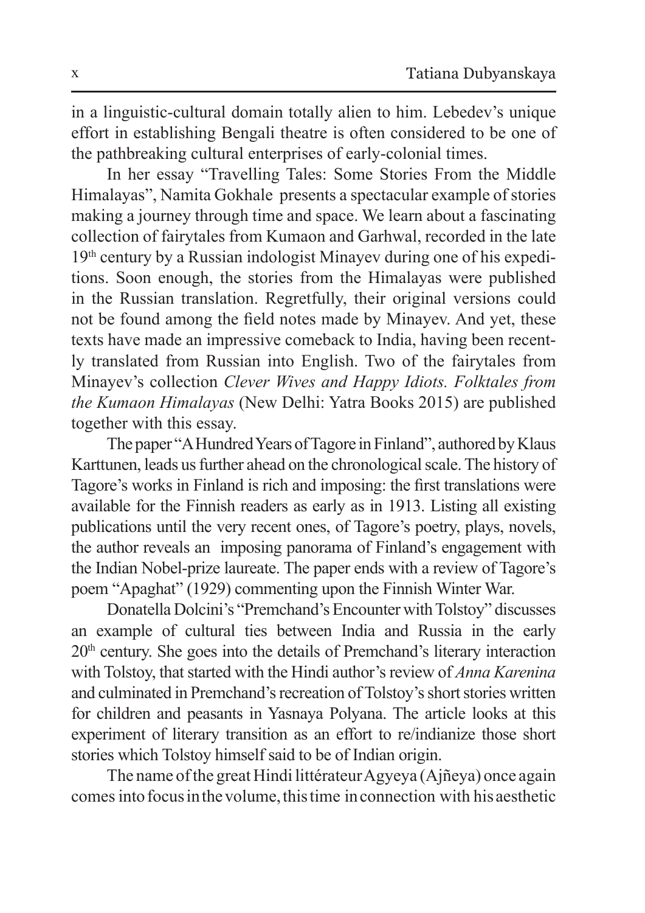in a linguistic-cultural domain totally alien to him. Lebedev's unique effort in establishing Bengali theatre is often considered to be one of the pathbreaking cultural enterprises of early-colonial times.

In her essay "Travelling Tales: Some Stories From the Middle Himalayas", Namita Gokhale presents a spectacular example of stories making a journey through time and space. We learn about a fascinating collection of fairytales from Kumaon and Garhwal, recorded in the late 19th century by a Russian indologist Minayev during one of his expeditions. Soon enough, the stories from the Himalayas were published in the Russian translation. Regretfully, their original versions could not be found among the field notes made by Minayev. And yet, these texts have made an impressive comeback to India, having been recently translated from Russian into English. Two of the fairytales from Minayev's collection *Clever Wives and Happy Idiots. Folktales from the Kumaon Himalayas* (New Delhi: Yatra Books 2015) are published together with this essay.

The paper "A Hundred Years of Tagore in Finland", authored by Klaus Karttunen, leads us further ahead on the chronological scale. The history of Tagore's works in Finland is rich and imposing: the first translations were available for the Finnish readers as early as in 1913. Listing all existing publications until the very recent ones, of Tagore's poetry, plays, novels, the author reveals an imposing panorama of Finland's engagement with the Indian Nobel-prize laureate. The paper ends with a review of Tagore's poem "Apaghat" (1929) commenting upon the Finnish Winter War.

Donatella Dolcini's "Premchand's Encounter with Tolstoy" discusses an example of cultural ties between India and Russia in the early 20th century. She goes into the details of Premchand's literary interaction with Tolstoy, that started with the Hindi author's review of *Anna Karenina* and culminated in Premchand's recreation of Tolstoy's short stories written for children and peasants in Yasnaya Polyana. The article looks at this experiment of literary transition as an effort to re/indianize those short stories which Tolstoy himself said to be of Indian origin.

The name of the great Hindi littérateur Agyeya (Ajñeya) once again comes into focus in the volume, this time in connection with his aesthetic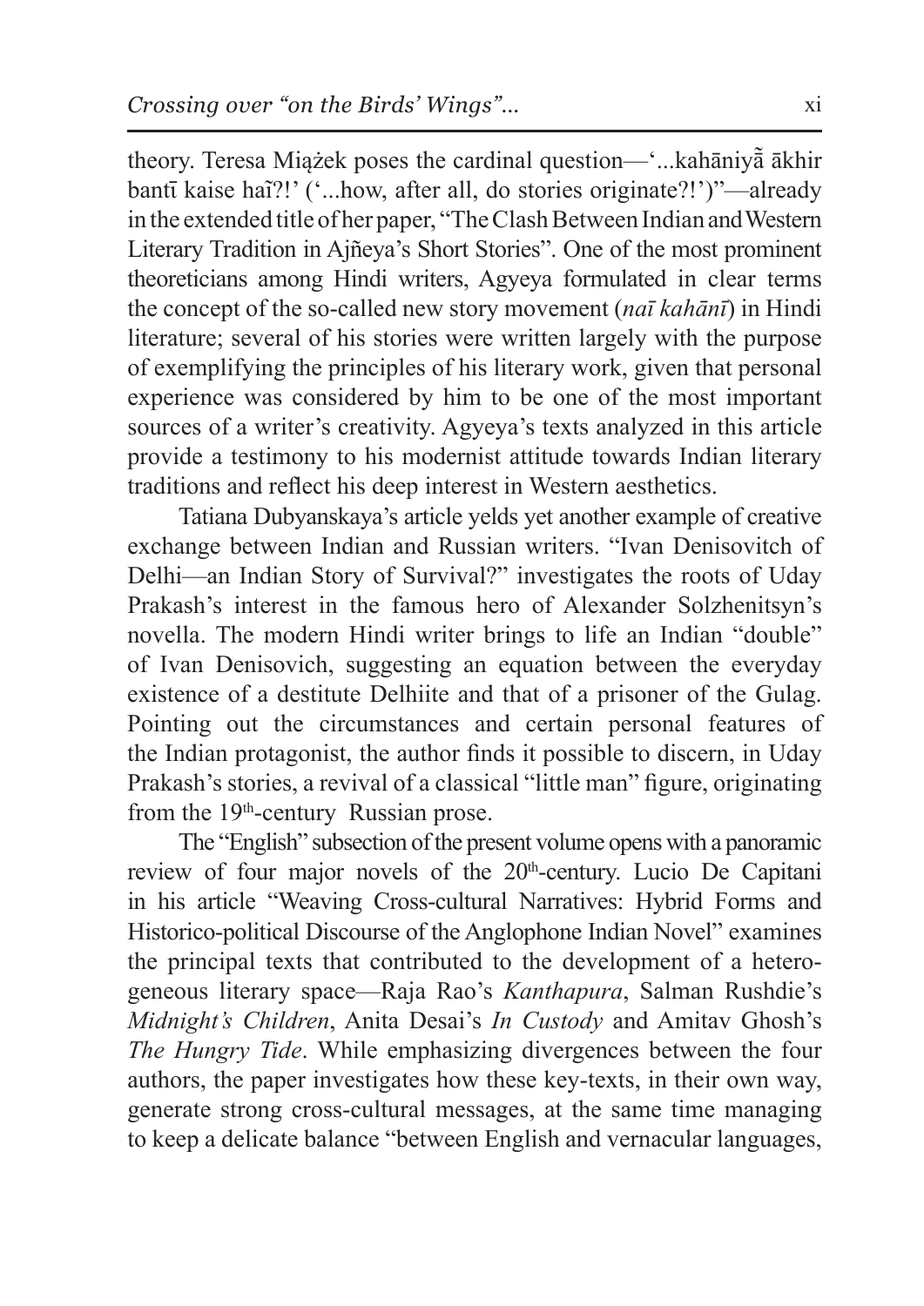theory. Teresa Miążek poses the cardinal question—'...kahāniyā̃ ākhir bantī kaise haĩ?!' ('...how, after all, do stories originate?!')"—already in the extended title of her paper, "The Clash Between Indian and Western Literary Tradition in Ajñeya's Short Stories". One of the most prominent theoreticians among Hindi writers, Agyeya formulated in clear terms the concept of the so-called new story movement (*naī kahānī*) in Hindi literature; several of his stories were written largely with the purpose of exemplifying the principles of his literary work, given that personal experience was considered by him to be one of the most important sources of a writer's creativity. Agyeya's texts analyzed in this article provide a testimony to his modernist attitude towards Indian literary traditions and reflect his deep interest in Western aesthetics.

Tatiana Dubyanskaya's article yelds yet another example of creative exchange between Indian and Russian writers. "Ivan Denisovitch of Delhi—an Indian Story of Survival?" investigates the roots of Uday Prakash's interest in the famous hero of Alexander Solzhenitsyn's novella. The modern Hindi writer brings to life an Indian "double" of Ivan Denisovich, suggesting an equation between the everyday existence of a destitute Delhiite and that of a prisoner of the Gulag. Pointing out the circumstances and certain personal features of the Indian protagonist, the author finds it possible to discern, in Uday Prakash's stories, a revival of a classical "little man" figure, originating from the 19th-century Russian prose.

The "English" subsection of the present volume opens with a panoramic review of four major novels of the 20th-century. Lucio De Capitani in his article "Weaving Cross-cultural Narratives: Hybrid Forms and Historico-political Discourse of the Anglophone Indian Novel" examines the principal texts that contributed to the development of a heterogeneous literary space—Raja Rao's *Kanthapura*, Salman Rushdie's *Midnight's Children*, Anita Desai's *In Custody* and Amitav Ghosh's *The Hungry Tide*. While emphasizing divergences between the four authors, the paper investigates how these key-texts, in their own way, generate strong cross-cultural messages, at the same time managing to keep a delicate balance "between English and vernacular languages,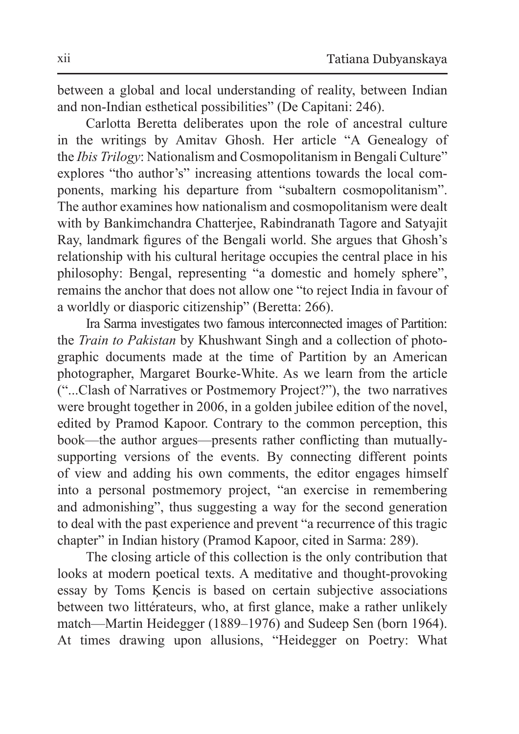between a global and local understanding of reality, between Indian and non-Indian esthetical possibilities" (De Capitani: 246).

Carlotta Beretta deliberates upon the role of ancestral culture in the writings by Amitav Ghosh. Her article "A Genealogy of the *Ibis Trilogy*: Nationalism and Cosmopolitanism in Bengali Culture" explores "tho author's" increasing attentions towards the local components, marking his departure from "subaltern cosmopolitanism". The author examines how nationalism and cosmopolitanism were dealt with by Bankimchandra Chatterjee, Rabindranath Tagore and Satyajit Ray, landmark figures of the Bengali world. She argues that Ghosh's relationship with his cultural heritage occupies the central place in his philosophy: Bengal, representing "a domestic and homely sphere", remains the anchor that does not allow one "to reject India in favour of a worldly or diasporic citizenship" (Beretta: 266).

Ira Sarma investigates two famous interconnected images of Partition: the *Train to Pakistan* by Khushwant Singh and a collection of photographic documents made at the time of Partition by an American photographer, Margaret Bourke-White. As we learn from the article ("...Clash of Narratives or Postmemory Project?"), the two narratives were brought together in 2006, in a golden jubilee edition of the novel, edited by Pramod Kapoor. Contrary to the common perception, this book—the author argues—presents rather conflicting than mutually-supporting versions of the events. By connecting different points of view and adding his own comments, the editor engages himself into a personal postmemory project, "an exercise in remembering and admonishing", thus suggesting a way for the second generation to deal with the past experience and prevent "a recurrence of this tragic chapter" in Indian history (Pramod Kapoor, cited in Sarma: 289).

The closing article of this collection is the only contribution that looks at modern poetical texts. A meditative and thought-provoking essay by Toms Ķencis is based on certain subjective associations between two littérateurs, who, at first glance, make a rather unlikely match—Martin Heidegger (1889–1976) and Sudeep Sen (born 1964). At times drawing upon allusions, "Heidegger on Poetry: What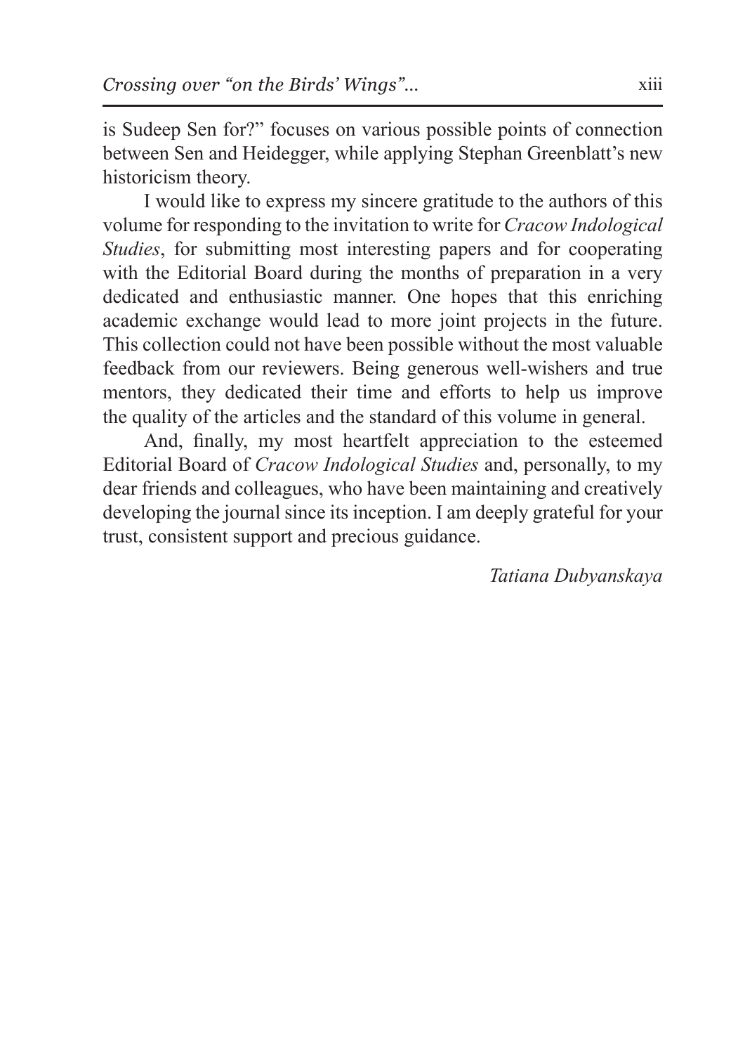is Sudeep Sen for?" focuses on various possible points of connection between Sen and Heidegger, while applying Stephan Greenblatt's new historicism theory.

I would like to express my sincere gratitude to the authors of this volume for responding to the invitation to write for *Cracow Indological Studies*, for submitting most interesting papers and for cooperating with the Editorial Board during the months of preparation in a very dedicated and enthusiastic manner. One hopes that this enriching academic exchange would lead to more joint projects in the future. This collection could not have been possible without the most valuable feedback from our reviewers. Being generous well-wishers and true mentors, they dedicated their time and efforts to help us improve the quality of the articles and the standard of this volume in general.

And, finally, my most heartfelt appreciation to the esteemed Editorial Board of *Cracow Indological Studies* and, personally, to my dear friends and colleagues, who have been maintaining and creatively developing the journal since its inception. I am deeply grateful for your trust, consistent support and precious guidance.

*Tatiana Dubyanskaya*